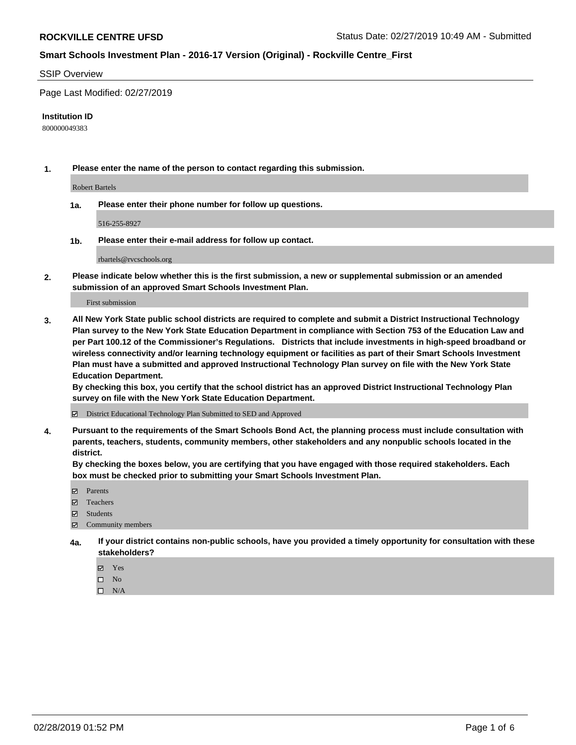**ROCKVILLE CENTRE UFSD** Status Date: 02/27/2019 10:49 AM - Submitted

**Smart Schools Investment Plan - 2016-17 Version (Original) - Rockville Centre_First**

SSIP Overview

Page Last Modified: 02/27/2019

**Institution ID**

800000049383

1. **Please enter the name of the person to contact regarding this submission.**

   Robert Bartels

   1a. **Please enter their phone number for follow up questions.**

   516-255-8927

   1b. **Please enter their e-mail address for follow up contact.**

   rbartels@rvcschools.org

2. **Please indicate below whether this is the first submission, a new or supplemental submission or an amended submission of an approved Smart Schools Investment Plan.**

   First submission

3. **All New York State public school districts are required to complete and submit a District Instructional Technology Plan survey to the New York State Education Department in compliance with Section 753 of the Education Law and per Part 100.12 of the Commissioner's Regulations. Districts that include investments in high-speed broadband or wireless connectivity and/or learning technology equipment or facilities as part of their Smart Schools Investment Plan must have a submitted and approved Instructional Technology Plan survey on file with the New York State Education Department.**
   **By checking this box, you certify that the school district has an approved District Instructional Technology Plan survey on file with the New York State Education Department.**

   ☑ District Educational Technology Plan Submitted to SED and Approved

4. **Pursuant to the requirements of the Smart Schools Bond Act, the planning process must include consultation with parents, teachers, students, community members, other stakeholders and any nonpublic schools located in the district.**
   **By checking the boxes below, you are certifying that you have engaged with those required stakeholders. Each box must be checked prior to submitting your Smart Schools Investment Plan.**

   ☑ Parents
   ☑ Teachers
   ☑ Students
   ☑ Community members

   4a. **If your district contains non-public schools, have you provided a timely opportunity for consultation with these stakeholders?**

   ☑ Yes
   ☐ No
   ☐ N/A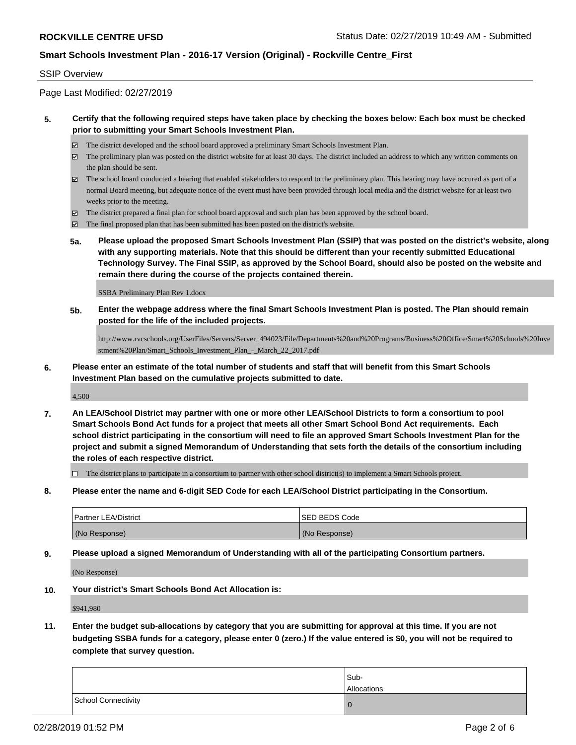SSIP Overview

Page Last Modified: 02/27/2019

**5. Certify that the following required steps have taken place by checking the boxes below: Each box must be checked prior to submitting your Smart Schools Investment Plan.**

- ☑ The district developed and the school board approved a preliminary Smart Schools Investment Plan.
- ☑ The preliminary plan was posted on the district website for at least 30 days. The district included an address to which any written comments on the plan should be sent.
- ☑ The school board conducted a hearing that enabled stakeholders to respond to the preliminary plan. This hearing may have occured as part of a normal Board meeting, but adequate notice of the event must have been provided through local media and the district website for at least two weeks prior to the meeting.
- ☑ The district prepared a final plan for school board approval and such plan has been approved by the school board.
- ☑ The final proposed plan that has been submitted has been posted on the district's website.

**5a. Please upload the proposed Smart Schools Investment Plan (SSIP) that was posted on the district's website, along with any supporting materials. Note that this should be different than your recently submitted Educational Technology Survey. The Final SSIP, as approved by the School Board, should also be posted on the website and remain there during the course of the projects contained therein.**

SSBA Preliminary Plan Rev 1.docx

**5b. Enter the webpage address where the final Smart Schools Investment Plan is posted. The Plan should remain posted for the life of the included projects.**

http://www.rvcschools.org/UserFiles/Servers/Server_494023/File/Departments%20and%20Programs/Business%20Office/Smart%20Schools%20Investment%20Plan/Smart_Schools_Investment_Plan_-_March_22_2017.pdf

**6. Please enter an estimate of the total number of students and staff that will benefit from this Smart Schools Investment Plan based on the cumulative projects submitted to date.**

4,500

**7. An LEA/School District may partner with one or more other LEA/School Districts to form a consortium to pool Smart Schools Bond Act funds for a project that meets all other Smart School Bond Act requirements. Each school district participating in the consortium will need to file an approved Smart Schools Investment Plan for the project and submit a signed Memorandum of Understanding that sets forth the details of the consortium including the roles of each respective district.**

- ☐ The district plans to participate in a consortium to partner with other school district(s) to implement a Smart Schools project.

**8. Please enter the name and 6-digit SED Code for each LEA/School District participating in the Consortium.**

| Partner LEA/District | SED BEDS Code |
|---|---|
| (No Response) | (No Response) |

**9. Please upload a signed Memorandum of Understanding with all of the participating Consortium partners.**

(No Response)

**10. Your district's Smart Schools Bond Act Allocation is:**

$941,980

**11. Enter the budget sub-allocations by category that you are submitting for approval at this time. If you are not budgeting SSBA funds for a category, please enter 0 (zero.) If the value entered is $0, you will not be required to complete that survey question.**

| | Sub-Allocations |
|---|---|
| School Connectivity | 0 |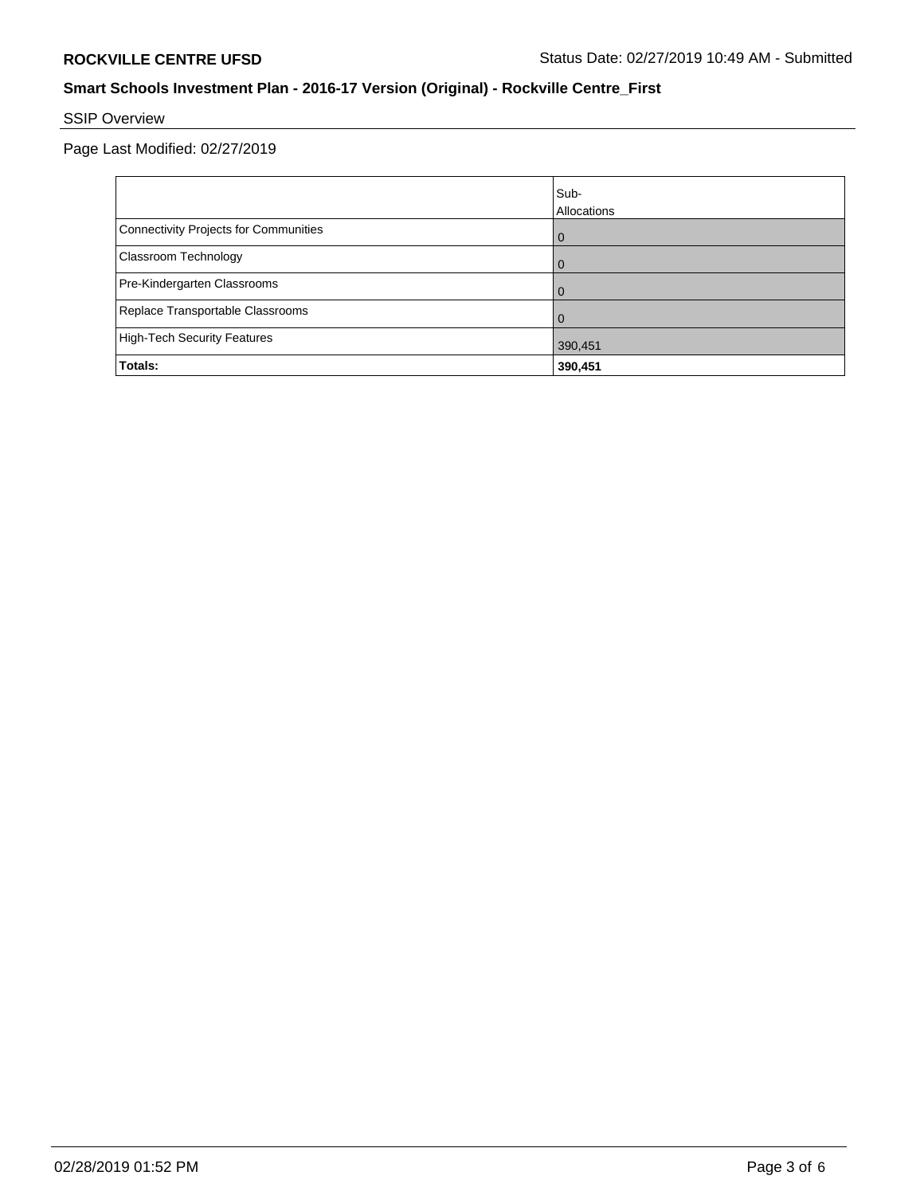**ROCKVILLE CENTRE UFSD** Status Date: 02/27/2019 10:49 AM - Submitted

**Smart Schools Investment Plan - 2016-17 Version (Original) - Rockville Centre_First**

SSIP Overview

Page Last Modified: 02/27/2019

| | Sub-Allocations |
|---|---|
| Connectivity Projects for Communities | 0 |
| Classroom Technology | 0 |
| Pre-Kindergarten Classrooms | 0 |
| Replace Transportable Classrooms | 0 |
| High-Tech Security Features | 390,451 |
| **Totals:** | **390,451** |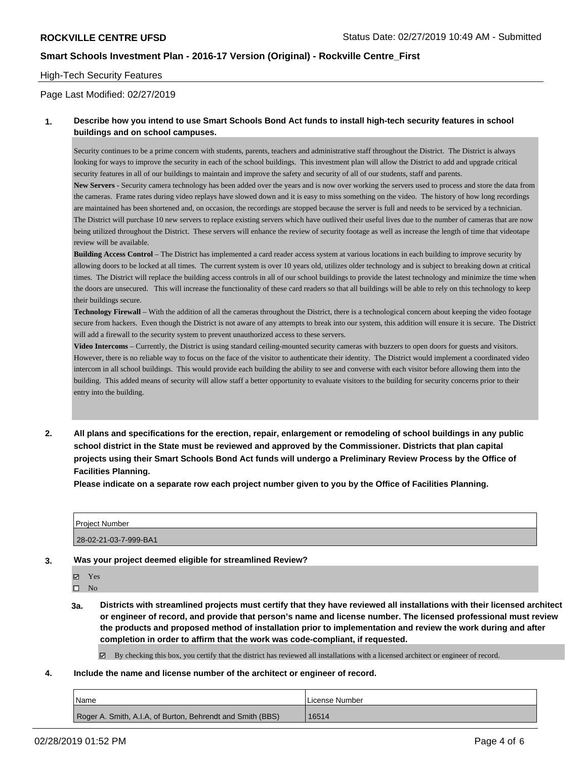## High-Tech Security Features

Page Last Modified: 02/27/2019

**1. Describe how you intend to use Smart Schools Bond Act funds to install high-tech security features in school buildings and on school campuses.**

Security continues to be a prime concern with students, parents, teachers and administrative staff throughout the District. The District is always looking for ways to improve the security in each of the school buildings. This investment plan will allow the District to add and upgrade critical security features in all of our buildings to maintain and improve the safety and security of all of our students, staff and parents.

**New Servers -** Security camera technology has been added over the years and is now over working the servers used to process and store the data from the cameras. Frame rates during video replays have slowed down and it is easy to miss something on the video. The history of how long recordings are maintained has been shortened and, on occasion, the recordings are stopped because the server is full and needs to be serviced by a technician. The District will purchase 10 new servers to replace existing servers which have outlived their useful lives due to the number of cameras that are now being utilized throughout the District. These servers will enhance the review of security footage as well as increase the length of time that videotape review will be available.

**Building Access Control** – The District has implemented a card reader access system at various locations in each building to improve security by allowing doors to be locked at all times. The current system is over 10 years old, utilizes older technology and is subject to breaking down at critical times. The District will replace the building access controls in all of our school buildings to provide the latest technology and minimize the time when the doors are unsecured. This will increase the functionality of these card readers so that all buildings will be able to rely on this technology to keep their buildings secure.

**Technology Firewall** – With the addition of all the cameras throughout the District, there is a technological concern about keeping the video footage secure from hackers. Even though the District is not aware of any attempts to break into our system, this addition will ensure it is secure. The District will add a firewall to the security system to prevent unauthorized access to these servers.

**Video Intercoms** – Currently, the District is using standard ceiling-mounted security cameras with buzzers to open doors for guests and visitors. However, there is no reliable way to focus on the face of the visitor to authenticate their identity. The District would implement a coordinated video intercom in all school buildings. This would provide each building the ability to see and converse with each visitor before allowing them into the building. This added means of security will allow staff a better opportunity to evaluate visitors to the building for security concerns prior to their entry into the building.

**2. All plans and specifications for the erection, repair, enlargement or remodeling of school buildings in any public school district in the State must be reviewed and approved by the Commissioner. Districts that plan capital projects using their Smart Schools Bond Act funds will undergo a Preliminary Review Process by the Office of Facilities Planning.**

**Please indicate on a separate row each project number given to you by the Office of Facilities Planning.**

| Project Number |
| --- |
| 28-02-21-03-7-999-BA1 |

**3. Was your project deemed eligible for streamlined Review?**

- ☑ Yes
- ☐ No

**3a. Districts with streamlined projects must certify that they have reviewed all installations with their licensed architect or engineer of record, and provide that person's name and license number. The licensed professional must review the products and proposed method of installation prior to implementation and review the work during and after completion in order to affirm that the work was code-compliant, if requested.**

- ☑ By checking this box, you certify that the district has reviewed all installations with a licensed architect or engineer of record.

**4. Include the name and license number of the architect or engineer of record.**

| Name | License Number |
| --- | --- |
| Roger A. Smith, A.I.A, of Burton, Behrendt and Smith (BBS) | 16514 |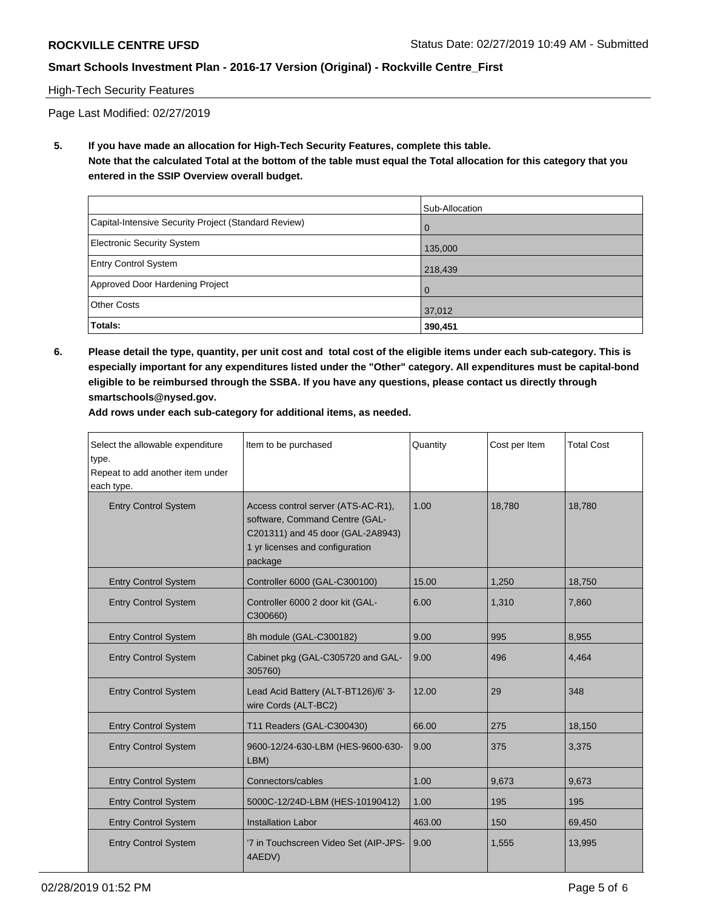High-Tech Security Features

Page Last Modified: 02/27/2019

**5. If you have made an allocation for High-Tech Security Features, complete this table.**
**Note that the calculated Total at the bottom of the table must equal the Total allocation for this category that you entered in the SSIP Overview overall budget.**

| | Sub-Allocation |
|---|---|
| Capital-Intensive Security Project (Standard Review) | 0 |
| Electronic Security System | 135,000 |
| Entry Control System | 218,439 |
| Approved Door Hardening Project | 0 |
| Other Costs | 37,012 |
| **Totals:** | **390,451** |

**6. Please detail the type, quantity, per unit cost and total cost of the eligible items under each sub-category. This is especially important for any expenditures listed under the "Other" category. All expenditures must be capital-bond eligible to be reimbursed through the SSBA. If you have any questions, please contact us directly through smartschools@nysed.gov.**
**Add rows under each sub-category for additional items, as needed.**

| Select the allowable expenditure type. Repeat to add another item under each type. | Item to be purchased | Quantity | Cost per Item | Total Cost |
|---|---|---|---|---|
| Entry Control System | Access control server (ATS-AC-R1), software, Command Centre (GAL-C201311) and 45 door (GAL-2A8943) 1 yr licenses and configuration package | 1.00 | 18,780 | 18,780 |
| Entry Control System | Controller 6000 (GAL-C300100) | 15.00 | 1,250 | 18,750 |
| Entry Control System | Controller 6000 2 door kit (GAL-C300660) | 6.00 | 1,310 | 7,860 |
| Entry Control System | 8h module (GAL-C300182) | 9.00 | 995 | 8,955 |
| Entry Control System | Cabinet pkg (GAL-C305720 and GAL-305760) | 9.00 | 496 | 4,464 |
| Entry Control System | Lead Acid Battery (ALT-BT126)/6' 3-wire Cords (ALT-BC2) | 12.00 | 29 | 348 |
| Entry Control System | T11 Readers (GAL-C300430) | 66.00 | 275 | 18,150 |
| Entry Control System | 9600-12/24-630-LBM (HES-9600-630-LBM) | 9.00 | 375 | 3,375 |
| Entry Control System | Connectors/cables | 1.00 | 9,673 | 9,673 |
| Entry Control System | 5000C-12/24D-LBM (HES-10190412) | 1.00 | 195 | 195 |
| Entry Control System | Installation Labor | 463.00 | 150 | 69,450 |
| Entry Control System | '7 in Touchscreen Video Set (AIP-JPS-4AEDV) | 9.00 | 1,555 | 13,995 |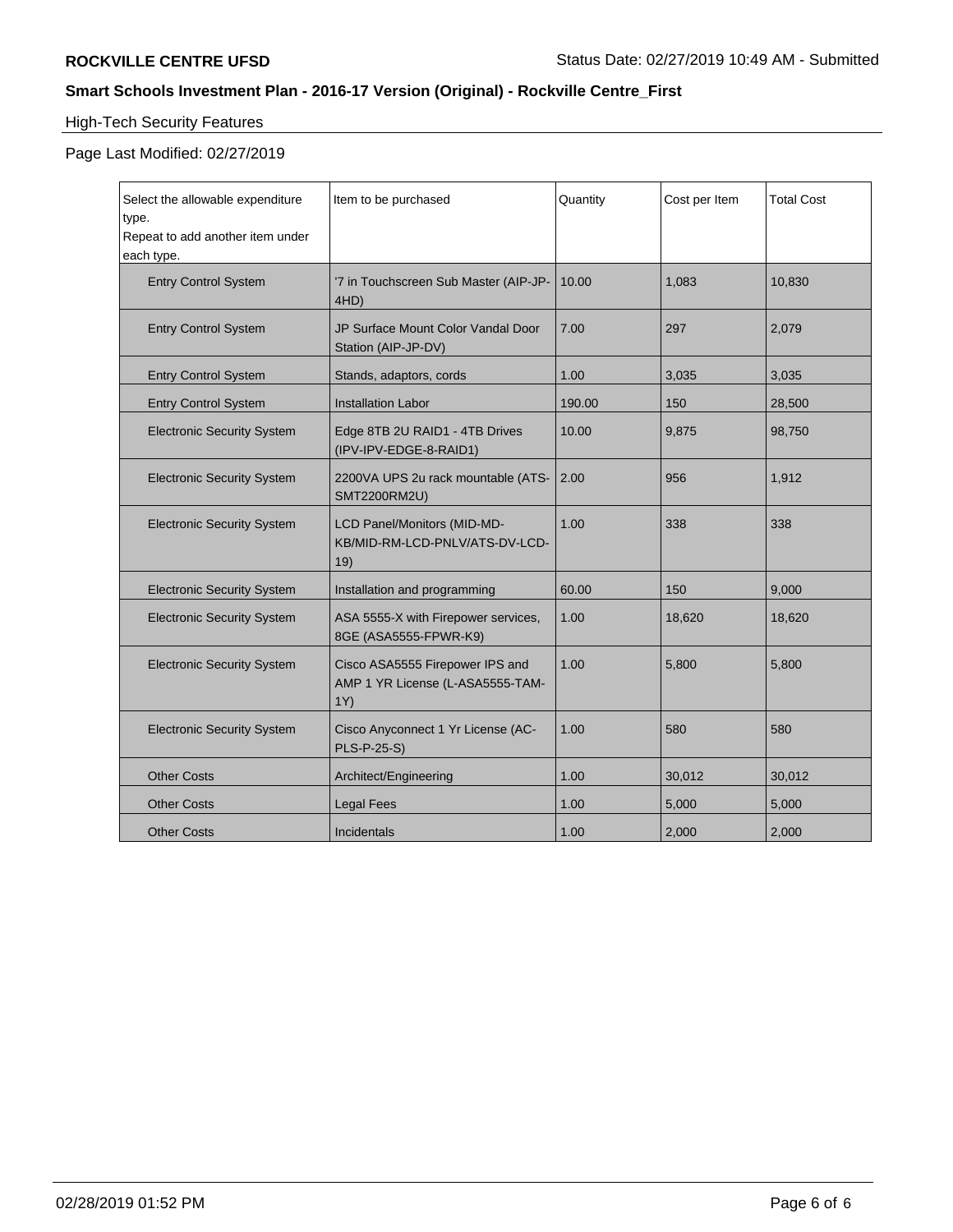## High-Tech Security Features

Page Last Modified: 02/27/2019

| Select the allowable expenditure type. Repeat to add another item under each type. | Item to be purchased | Quantity | Cost per Item | Total Cost |
|---|---|---|---|---|
| Entry Control System | '7 in Touchscreen Sub Master (AIP-JP-4HD) | 10.00 | 1,083 | 10,830 |
| Entry Control System | JP Surface Mount Color Vandal Door Station (AIP-JP-DV) | 7.00 | 297 | 2,079 |
| Entry Control System | Stands, adaptors, cords | 1.00 | 3,035 | 3,035 |
| Entry Control System | Installation Labor | 190.00 | 150 | 28,500 |
| Electronic Security System | Edge 8TB 2U RAID1 - 4TB Drives (IPV-IPV-EDGE-8-RAID1) | 10.00 | 9,875 | 98,750 |
| Electronic Security System | 2200VA UPS 2u rack mountable (ATS-SMT2200RM2U) | 2.00 | 956 | 1,912 |
| Electronic Security System | LCD Panel/Monitors (MID-MD-KB/MID-RM-LCD-PNLV/ATS-DV-LCD-19) | 1.00 | 338 | 338 |
| Electronic Security System | Installation and programming | 60.00 | 150 | 9,000 |
| Electronic Security System | ASA 5555-X with Firepower services, 8GE (ASA5555-FPWR-K9) | 1.00 | 18,620 | 18,620 |
| Electronic Security System | Cisco ASA5555 Firepower IPS and AMP 1 YR License (L-ASA5555-TAM-1Y) | 1.00 | 5,800 | 5,800 |
| Electronic Security System | Cisco Anyconnect 1 Yr License (AC-PLS-P-25-S) | 1.00 | 580 | 580 |
| Other Costs | Architect/Engineering | 1.00 | 30,012 | 30,012 |
| Other Costs | Legal Fees | 1.00 | 5,000 | 5,000 |
| Other Costs | Incidentals | 1.00 | 2,000 | 2,000 |